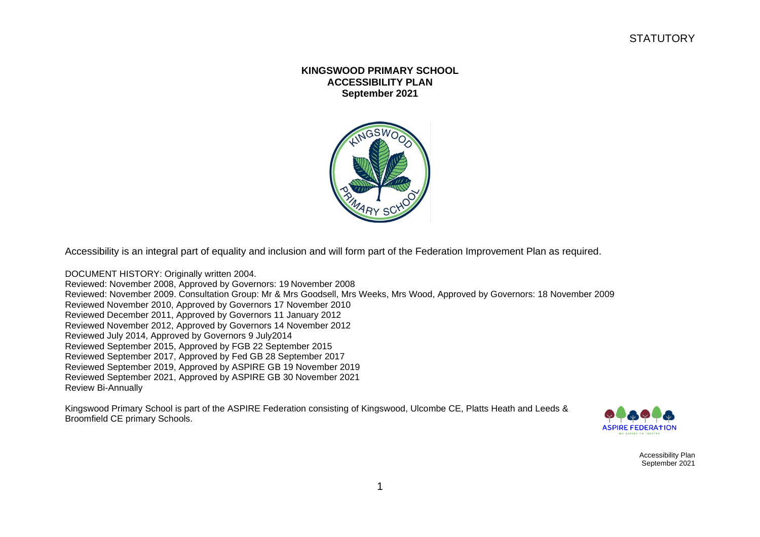STATUTORY

# KINGSWOOD PRIMARY SCHOOL
## ACCESSIBILITY PLAN
### September 2021

Accessibility is an integral part of equality and inclusion and will form part of the Federation Improvement Plan as required.

DOCUMENT HISTORY: Originally written 2004.
Reviewed: November 2008, Approved by Governors: 19 November 2008
Reviewed: November 2009. Consultation Group: Mr & Mrs Goodsell, Mrs Weeks, Mrs Wood, Approved by Governors: 18 November 2009
Reviewed November 2010, Approved by Governors 17 November 2010
Reviewed December 2011, Approved by Governors 11 January 2012
Reviewed November 2012, Approved by Governors 14 November 2012
Reviewed July 2014, Approved by Governors 9 July2014
Reviewed September 2015, Approved by FGB 22 September 2015
Reviewed September 2017, Approved by Fed GB 28 September 2017
Reviewed September 2019, Approved by ASPIRE GB 19 November 2019
Reviewed September 2021, Approved by ASPIRE GB 30 November 2021
Review Bi-Annually

Kingswood Primary School is part of the ASPIRE Federation consisting of Kingswood, Ulcombe CE, Platts Heath and Leeds & Broomfield CE primary Schools.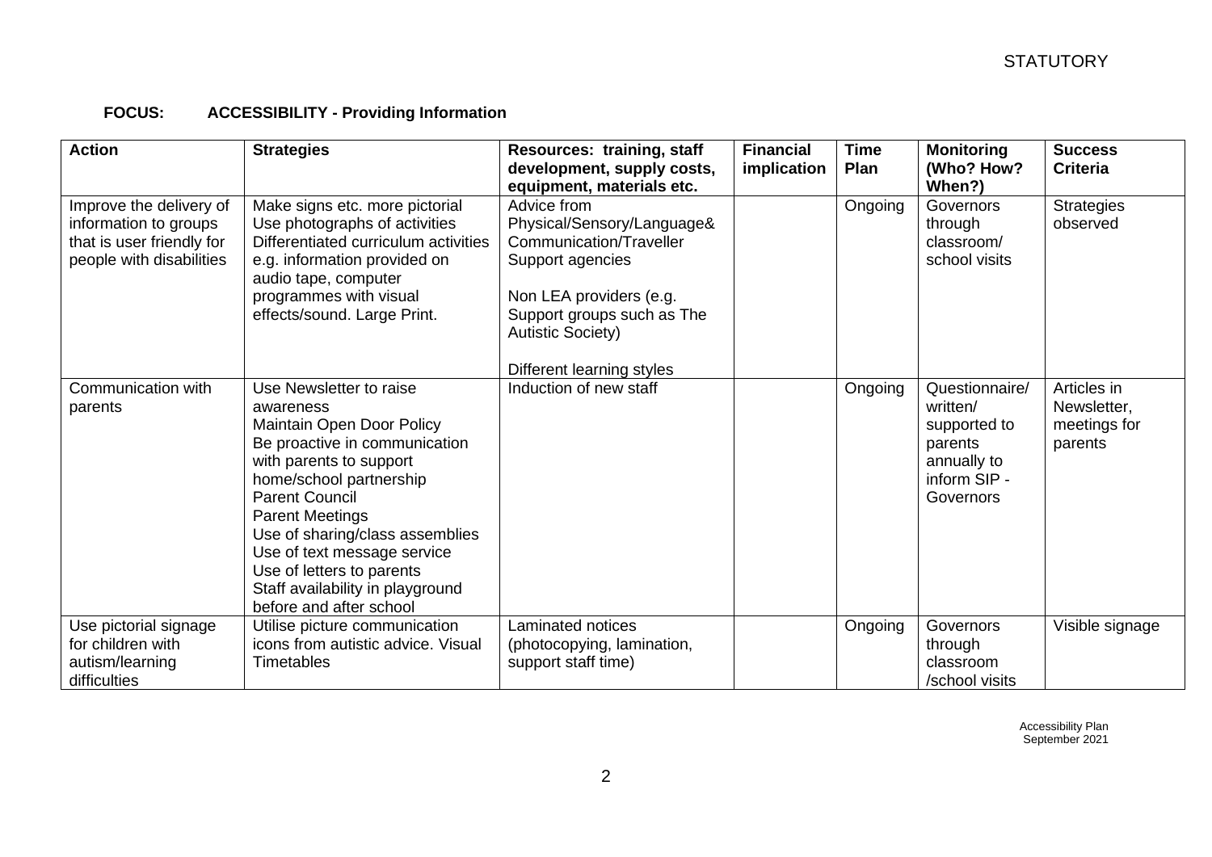**FOCUS: ACCESSIBILITY - Providing Information**

| Action | Strategies | Resources: training, staff development, supply costs, equipment, materials etc. | Financial implication | Time Plan | Monitoring (Who? How? When?) | Success Criteria |
|---|---|---|---|---|---|---|
| Improve the delivery of information to groups that is user friendly for people with disabilities | Make signs etc. more pictorial<br>Use photographs of activities<br>Differentiated curriculum activities e.g. information provided on audio tape, computer programmes with visual effects/sound. Large Print. | Advice from Physical/Sensory/Language& Communication/Traveller Support agencies<br><br>Non LEA providers (e.g. Support groups such as The Autistic Society)<br><br>Different learning styles | | Ongoing | Governors through classroom/ school visits | Strategies observed |
| Communication with parents | Use Newsletter to raise awareness<br>Maintain Open Door Policy<br>Be proactive in communication with parents to support home/school partnership<br>Parent Council<br>Parent Meetings<br>Use of sharing/class assemblies<br>Use of text message service<br>Use of letters to parents<br>Staff availability in playground before and after school | Induction of new staff | | Ongoing | Questionnaire/ written/ supported to parents annually to inform SIP - Governors | Articles in Newsletter, meetings for parents |
| Use pictorial signage for children with autism/learning difficulties | Utilise picture communication icons from autistic advice. Visual Timetables | Laminated notices (photocopying, lamination, support staff time) | | Ongoing | Governors through classroom /school visits | Visible signage |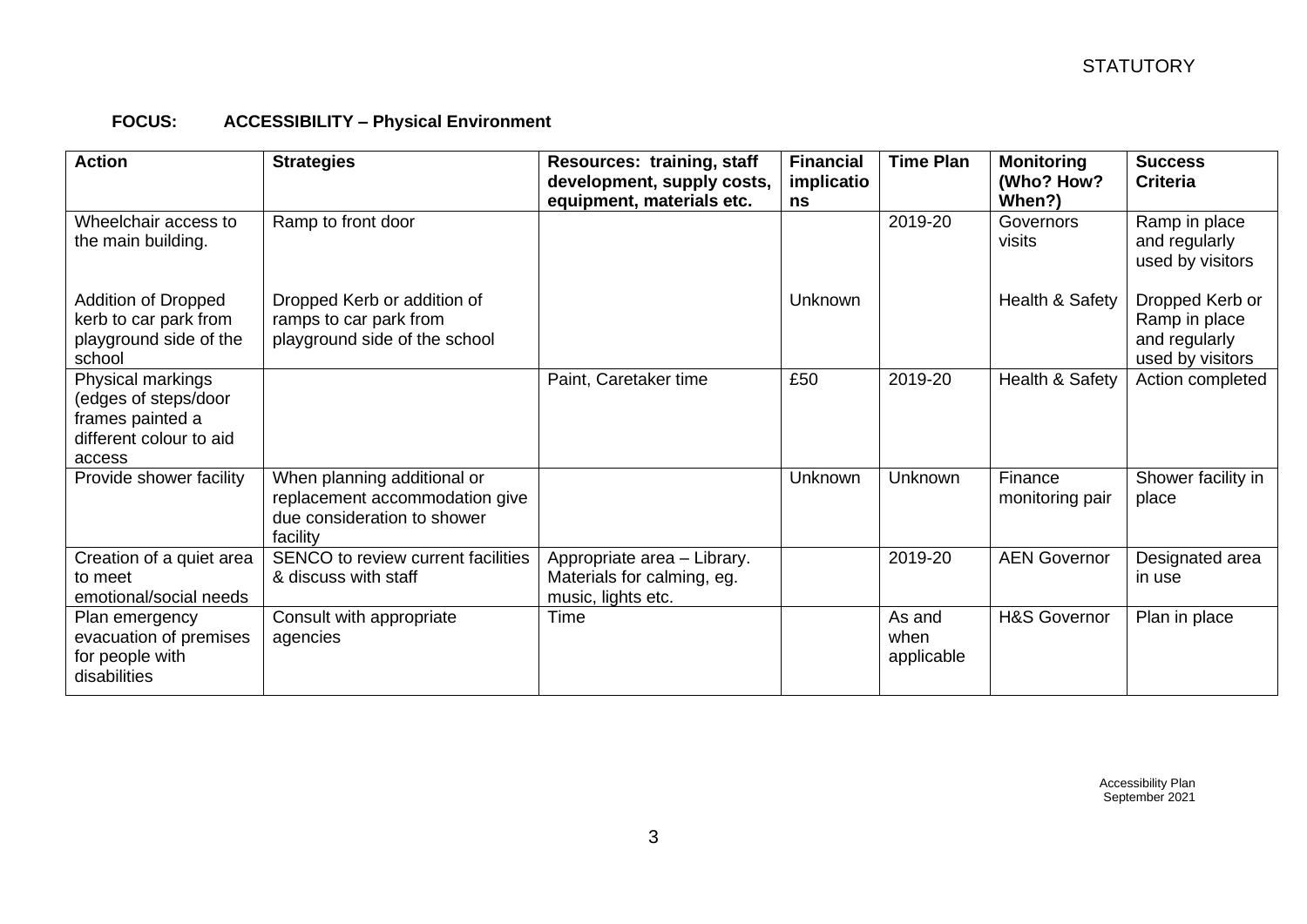STATUTORY

**FOCUS: ACCESSIBILITY – Physical Environment**

| Action | Strategies | Resources: training, staff development, supply costs, equipment, materials etc. | Financial implications | Time Plan | Monitoring (Who? How? When?) | Success Criteria |
|---|---|---|---|---|---|---|
| Wheelchair access to the main building. | Ramp to front door | | | 2019-20 | Governors visits | Ramp in place and regularly used by visitors |
| Addition of Dropped kerb to car park from playground side of the school | Dropped Kerb or addition of ramps to car park from playground side of the school | | Unknown | | Health & Safety | Dropped Kerb or Ramp in place and regularly used by visitors |
| Physical markings (edges of steps/door frames painted a different colour to aid access | | Paint, Caretaker time | £50 | 2019-20 | Health & Safety | Action completed |
| Provide shower facility | When planning additional or replacement accommodation give due consideration to shower facility | | Unknown | Unknown | Finance monitoring pair | Shower facility in place |
| Creation of a quiet area to meet emotional/social needs | SENCO to review current facilities & discuss with staff | Appropriate area – Library. Materials for calming, eg. music, lights etc. | | 2019-20 | AEN Governor | Designated area in use |
| Plan emergency evacuation of premises for people with disabilities | Consult with appropriate agencies | Time | | As and when applicable | H&S Governor | Plan in place |

Accessibility Plan
September 2021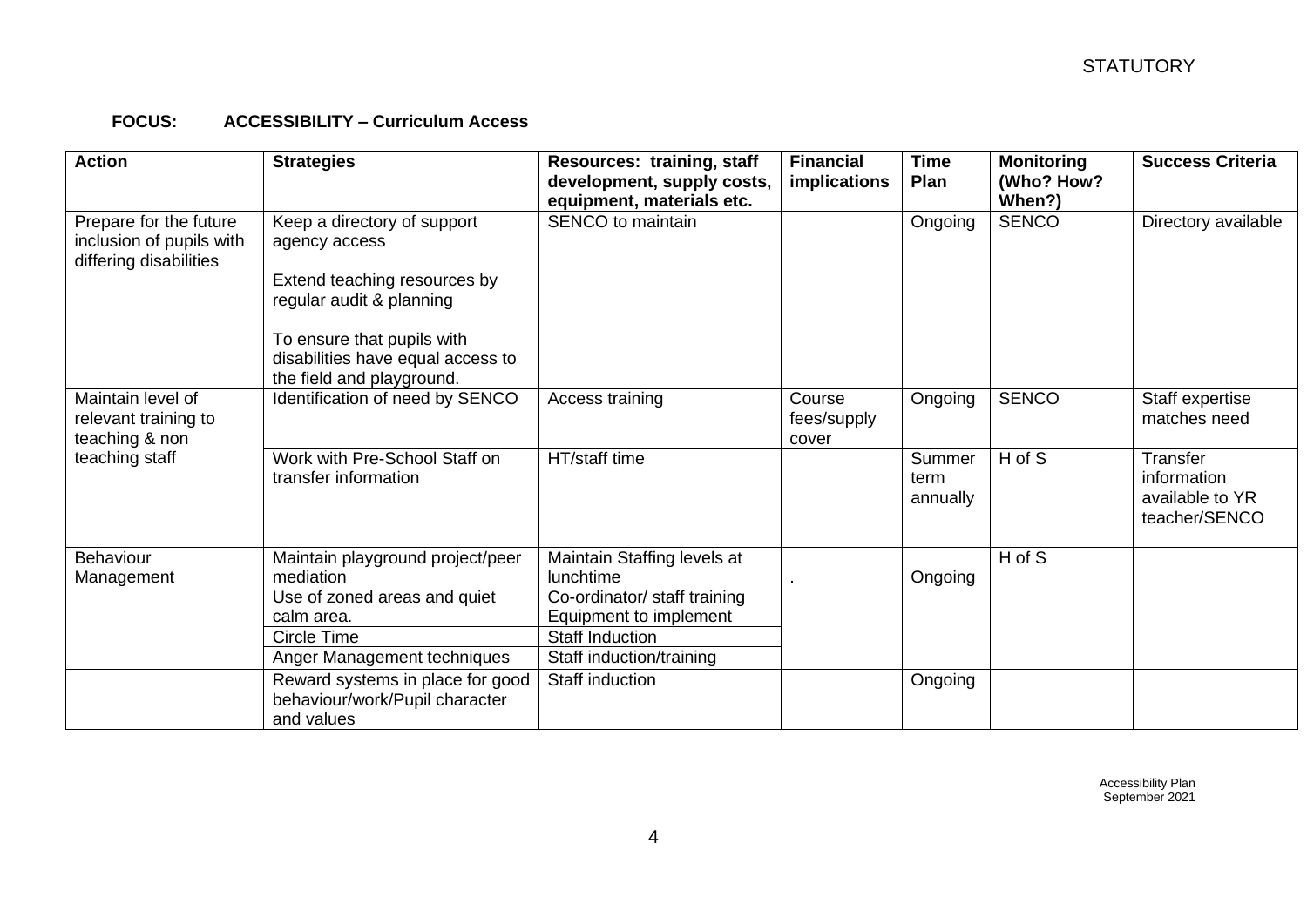STATUTORY

**FOCUS: ACCESSIBILITY – Curriculum Access**

| Action | Strategies | Resources: training, staff development, supply costs, equipment, materials etc. | Financial implications | Time Plan | Monitoring (Who? How? When?) | Success Criteria |
|---|---|---|---|---|---|---|
| Prepare for the future inclusion of pupils with differing disabilities | Keep a directory of support agency access<br><br>Extend teaching resources by regular audit & planning<br><br>To ensure that pupils with disabilities have equal access to the field and playground. | SENCO to maintain | | Ongoing | SENCO | Directory available |
| Maintain level of relevant training to teaching & non teaching staff | Identification of need by SENCO | Access training | Course fees/supply cover | Ongoing | SENCO | Staff expertise matches need |
| | Work with Pre-School Staff on transfer information | HT/staff time | | Summer term annually | H of S | Transfer information available to YR teacher/SENCO |
| Behaviour Management | Maintain playground project/peer mediation<br>Use of zoned areas and quiet calm area. | Maintain Staffing levels at lunchtime<br>Co-ordinator/ staff training<br>Equipment to implement | . | Ongoing | H of S | |
| | Circle Time | Staff Induction | | | | |
| | Anger Management techniques | Staff induction/training | | | | |
| | Reward systems in place for good behaviour/work/Pupil character and values | Staff induction | | Ongoing | | |

Accessibility Plan
September 2021